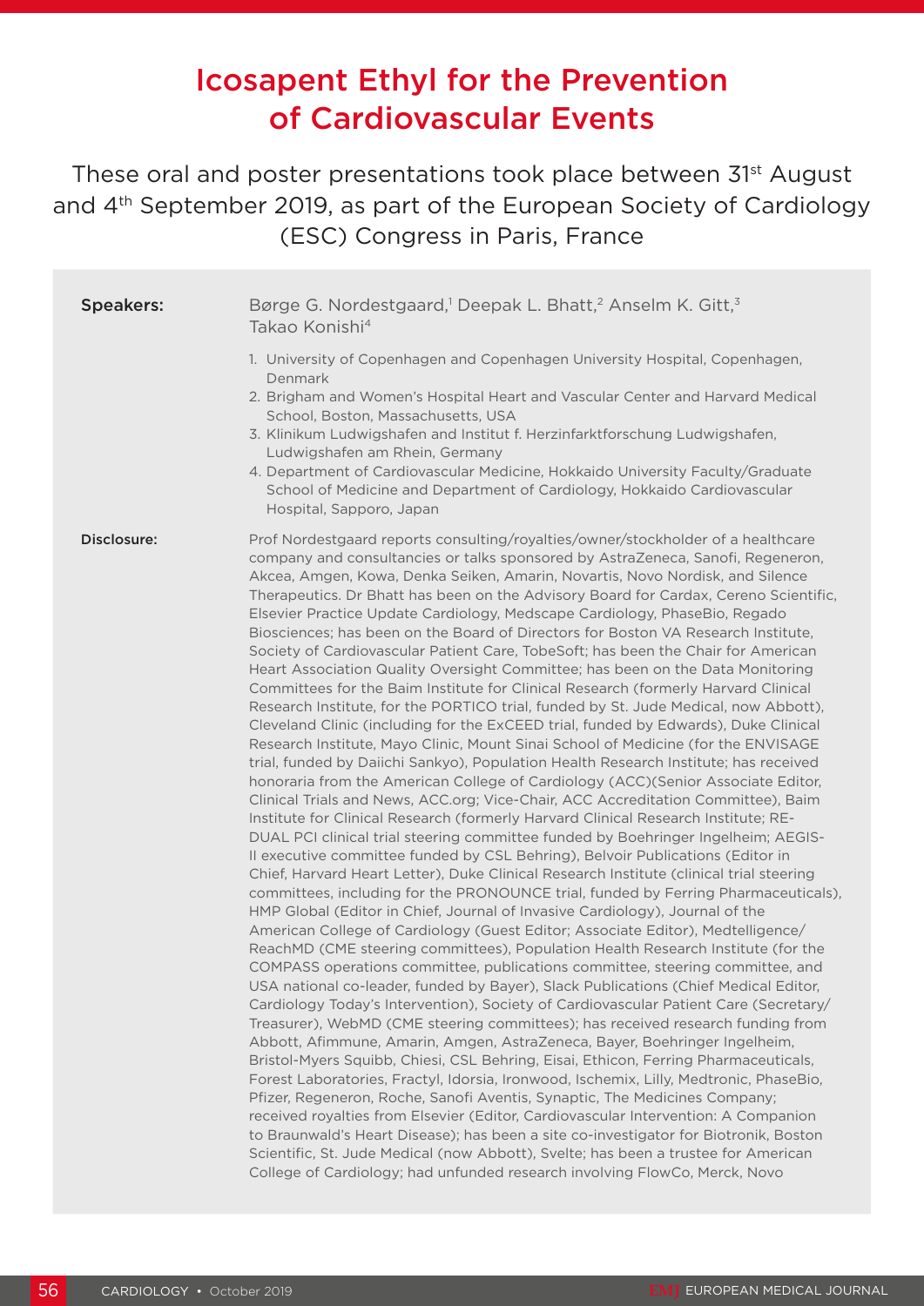# Icosapent Ethyl for the Prevention of Cardiovascular Events

These oral and poster presentations took place between 31st August and 4th September 2019, as part of the European Society of Cardiology (ESC) Congress in Paris, France

**Speakers:** Børge G. Nordestgaard,[1] Deepak L. Bhatt,[2] Anselm K. Gitt,[3] Takao Konishi[4]

1. University of Copenhagen and Copenhagen University Hospital, Copenhagen, Denmark
2. Brigham and Women's Hospital Heart and Vascular Center and Harvard Medical School, Boston, Massachusetts, USA
3. Klinikum Ludwigshafen and Institut f. Herzinfarktforschung Ludwigshafen, Ludwigshafen am Rhein, Germany
4. Department of Cardiovascular Medicine, Hokkaido University Faculty/Graduate School of Medicine and Department of Cardiology, Hokkaido Cardiovascular Hospital, Sapporo, Japan

**Disclosure:** Prof Nordestgaard reports consulting/royalties/owner/stockholder of a healthcare company and consultancies or talks sponsored by AstraZeneca, Sanofi, Regeneron, Akcea, Amgen, Kowa, Denka Seiken, Amarin, Novartis, Novo Nordisk, and Silence Therapeutics. Dr Bhatt has been on the Advisory Board for Cardax, Cereno Scientific, Elsevier Practice Update Cardiology, Medscape Cardiology, PhaseBio, Regado Biosciences; has been on the Board of Directors for Boston VA Research Institute, Society of Cardiovascular Patient Care, TobeSoft; has been the Chair for American Heart Association Quality Oversight Committee; has been on the Data Monitoring Committees for the Baim Institute for Clinical Research (formerly Harvard Clinical Research Institute, for the PORTICO trial, funded by St. Jude Medical, now Abbott), Cleveland Clinic (including for the ExCEED trial, funded by Edwards), Duke Clinical Research Institute, Mayo Clinic, Mount Sinai School of Medicine (for the ENVISAGE trial, funded by Daiichi Sankyo), Population Health Research Institute; has received honoraria from the American College of Cardiology (ACC)(Senior Associate Editor, Clinical Trials and News, ACC.org; Vice-Chair, ACC Accreditation Committee), Baim Institute for Clinical Research (formerly Harvard Clinical Research Institute; RE-DUAL PCI clinical trial steering committee funded by Boehringer Ingelheim; AEGIS-II executive committee funded by CSL Behring), Belvoir Publications (Editor in Chief, Harvard Heart Letter), Duke Clinical Research Institute (clinical trial steering committees, including for the PRONOUNCE trial, funded by Ferring Pharmaceuticals), HMP Global (Editor in Chief, Journal of Invasive Cardiology), Journal of the American College of Cardiology (Guest Editor; Associate Editor), Medtelligence/ReachMD (CME steering committees), Population Health Research Institute (for the COMPASS operations committee, publications committee, steering committee, and USA national co-leader, funded by Bayer), Slack Publications (Chief Medical Editor, Cardiology Today's Intervention), Society of Cardiovascular Patient Care (Secretary/Treasurer), WebMD (CME steering committees); has received research funding from Abbott, Afimmune, Amarin, Amgen, AstraZeneca, Bayer, Boehringer Ingelheim, Bristol-Myers Squibb, Chiesi, CSL Behring, Eisai, Ethicon, Ferring Pharmaceuticals, Forest Laboratories, Fractyl, Idorsia, Ironwood, Ischemix, Lilly, Medtronic, PhaseBio, Pfizer, Regeneron, Roche, Sanofi Aventis, Synaptic, The Medicines Company; received royalties from Elsevier (Editor, Cardiovascular Intervention: A Companion to Braunwald's Heart Disease); has been a site co-investigator for Biotronik, Boston Scientific, St. Jude Medical (now Abbott), Svelte; has been a trustee for American College of Cardiology; had unfunded research involving FlowCo, Merck, Novo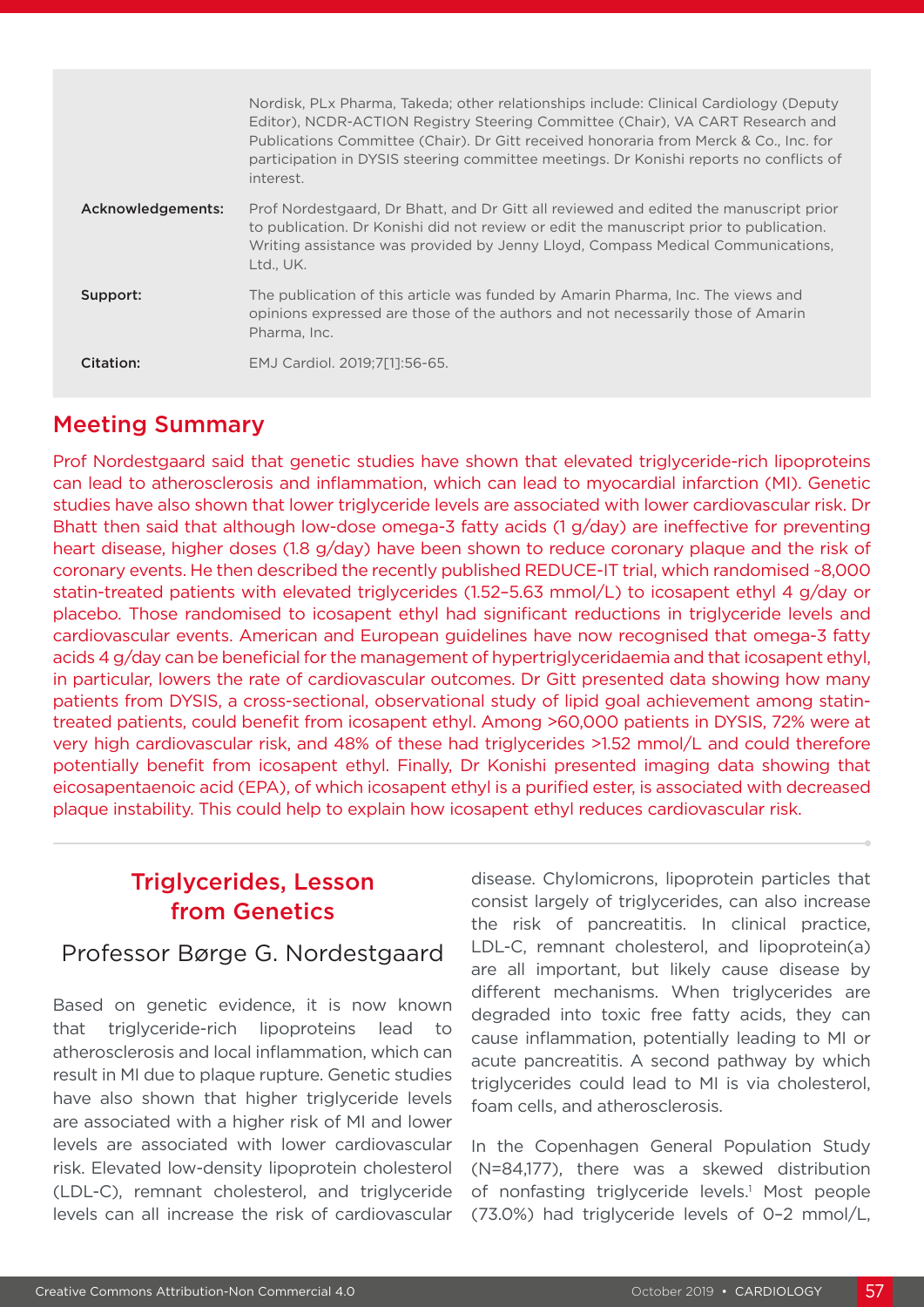Nordisk, PLx Pharma, Takeda; other relationships include: Clinical Cardiology (Deputy Editor), NCDR-ACTION Registry Steering Committee (Chair), VA CART Research and Publications Committee (Chair). Dr Gitt received honoraria from Merck & Co., Inc. for participation in DYSIS steering committee meetings. Dr Konishi reports no conflicts of interest.

**Acknowledgements:** Prof Nordestgaard, Dr Bhatt, and Dr Gitt all reviewed and edited the manuscript prior to publication. Dr Konishi did not review or edit the manuscript prior to publication. Writing assistance was provided by Jenny Lloyd, Compass Medical Communications, Ltd., UK.

**Support:** The publication of this article was funded by Amarin Pharma, Inc. The views and opinions expressed are those of the authors and not necessarily those of Amarin Pharma, Inc.

**Citation:** EMJ Cardiol. 2019;7[1]:56-65.

## Meeting Summary

Prof Nordestgaard said that genetic studies have shown that elevated triglyceride-rich lipoproteins can lead to atherosclerosis and inflammation, which can lead to myocardial infarction (MI). Genetic studies have also shown that lower triglyceride levels are associated with lower cardiovascular risk. Dr Bhatt then said that although low-dose omega-3 fatty acids (1 g/day) are ineffective for preventing heart disease, higher doses (1.8 g/day) have been shown to reduce coronary plaque and the risk of coronary events. He then described the recently published REDUCE-IT trial, which randomised ~8,000 statin-treated patients with elevated triglycerides (1.52–5.63 mmol/L) to icosapent ethyl 4 g/day or placebo. Those randomised to icosapent ethyl had significant reductions in triglyceride levels and cardiovascular events. American and European guidelines have now recognised that omega-3 fatty acids 4 g/day can be beneficial for the management of hypertriglyceridaemia and that icosapent ethyl, in particular, lowers the rate of cardiovascular outcomes. Dr Gitt presented data showing how many patients from DYSIS, a cross-sectional, observational study of lipid goal achievement among statin-treated patients, could benefit from icosapent ethyl. Among >60,000 patients in DYSIS, 72% were at very high cardiovascular risk, and 48% of these had triglycerides >1.52 mmol/L and could therefore potentially benefit from icosapent ethyl. Finally, Dr Konishi presented imaging data showing that eicosapentaenoic acid (EPA), of which icosapent ethyl is a purified ester, is associated with decreased plaque instability. This could help to explain how icosapent ethyl reduces cardiovascular risk.

## Triglycerides, Lesson from Genetics

### Professor Børge G. Nordestgaard

Based on genetic evidence, it is now known that triglyceride-rich lipoproteins lead to atherosclerosis and local inflammation, which can result in MI due to plaque rupture. Genetic studies have also shown that higher triglyceride levels are associated with a higher risk of MI and lower levels are associated with lower cardiovascular risk. Elevated low-density lipoprotein cholesterol (LDL-C), remnant cholesterol, and triglyceride levels can all increase the risk of cardiovascular disease. Chylomicrons, lipoprotein particles that consist largely of triglycerides, can also increase the risk of pancreatitis. In clinical practice, LDL-C, remnant cholesterol, and lipoprotein(a) are all important, but likely cause disease by different mechanisms. When triglycerides are degraded into toxic free fatty acids, they can cause inflammation, potentially leading to MI or acute pancreatitis. A second pathway by which triglycerides could lead to MI is via cholesterol, foam cells, and atherosclerosis.

In the Copenhagen General Population Study (N=84,177), there was a skewed distribution of nonfasting triglyceride levels.[1] Most people (73.0%) had triglyceride levels of 0–2 mmol/L,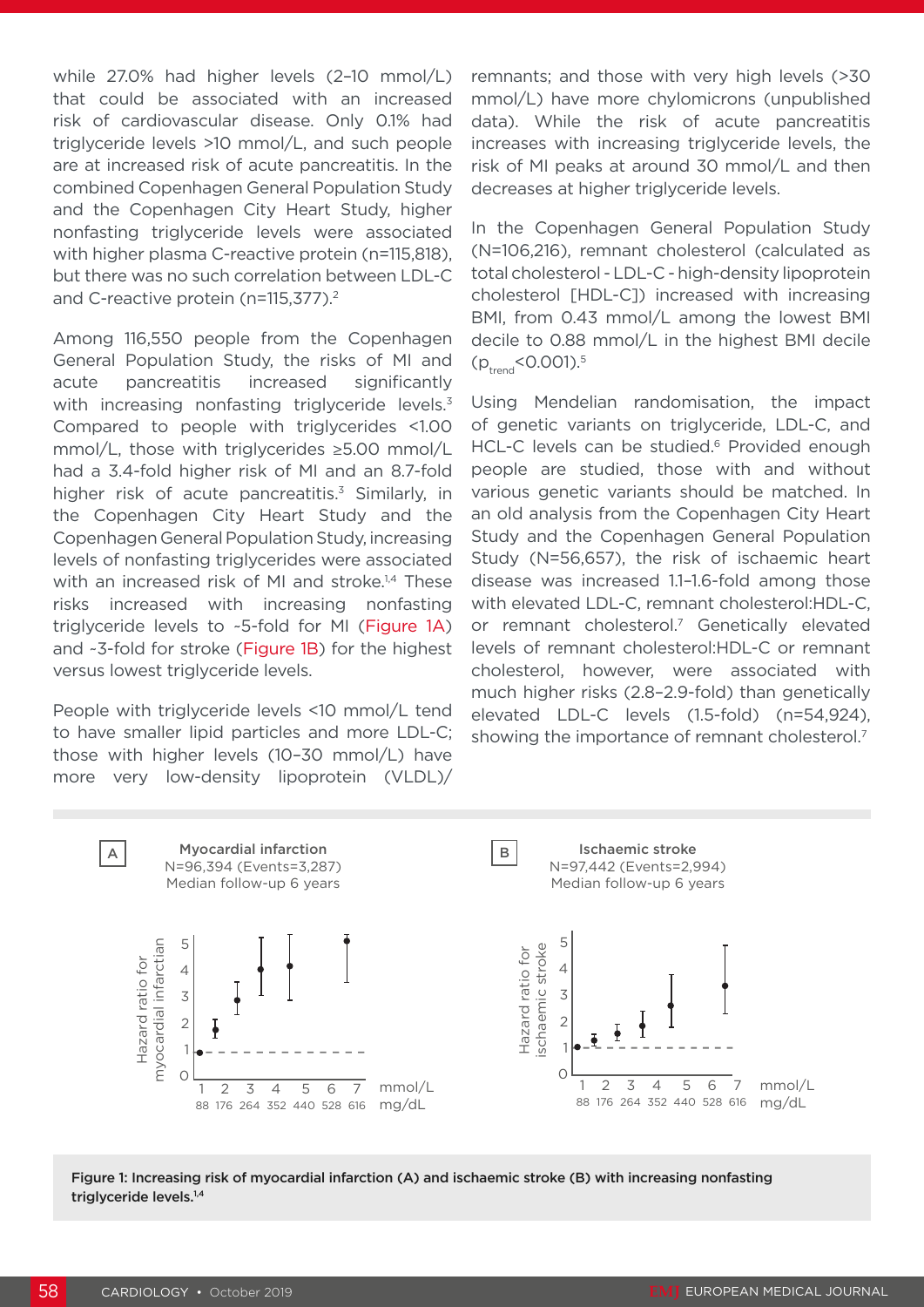while 27.0% had higher levels (2–10 mmol/L) that could be associated with an increased risk of cardiovascular disease. Only 0.1% had triglyceride levels >10 mmol/L, and such people are at increased risk of acute pancreatitis. In the combined Copenhagen General Population Study and the Copenhagen City Heart Study, higher nonfasting triglyceride levels were associated with higher plasma C-reactive protein (n=115,818), but there was no such correlation between LDL-C and C-reactive protein (n=115,377).[2]

Among 116,550 people from the Copenhagen General Population Study, the risks of MI and acute pancreatitis increased significantly with increasing nonfasting triglyceride levels.[3] Compared to people with triglycerides <1.00 mmol/L, those with triglycerides ≥5.00 mmol/L had a 3.4-fold higher risk of MI and an 8.7-fold higher risk of acute pancreatitis.[3] Similarly, in the Copenhagen City Heart Study and the Copenhagen General Population Study, increasing levels of nonfasting triglycerides were associated with an increased risk of MI and stroke.[1,4] These risks increased with increasing nonfasting triglyceride levels to ~5-fold for MI (Figure 1A) and ~3-fold for stroke (Figure 1B) for the highest versus lowest triglyceride levels.

People with triglyceride levels <10 mmol/L tend to have smaller lipid particles and more LDL-C; those with higher levels (10–30 mmol/L) have more very low-density lipoprotein (VLDL)/remnants; and those with very high levels (>30 mmol/L) have more chylomicrons (unpublished data). While the risk of acute pancreatitis increases with increasing triglyceride levels, the risk of MI peaks at around 30 mmol/L and then decreases at higher triglyceride levels.

In the Copenhagen General Population Study (N=106,216), remnant cholesterol (calculated as total cholesterol - LDL-C - high-density lipoprotein cholesterol [HDL-C]) increased with increasing BMI, from 0.43 mmol/L among the lowest BMI decile to 0.88 mmol/L in the highest BMI decile ($p_{trend}$<0.001).[5]

Using Mendelian randomisation, the impact of genetic variants on triglyceride, LDL-C, and HCL-C levels can be studied.[6] Provided enough people are studied, those with and without various genetic variants should be matched. In an old analysis from the Copenhagen City Heart Study and the Copenhagen General Population Study (N=56,657), the risk of ischaemic heart disease was increased 1.1–1.6-fold among those with elevated LDL-C, remnant cholesterol:HDL-C, or remnant cholesterol.[7] Genetically elevated levels of remnant cholesterol:HDL-C or remnant cholesterol, however, were associated with much higher risks (2.8–2.9-fold) than genetically elevated LDL-C levels (1.5-fold) (n=54,924), showing the importance of remnant cholesterol.[7]

**Figure 1: Increasing risk of myocardial infarction (A) and ischaemic stroke (B) with increasing nonfasting triglyceride levels.**[1,4]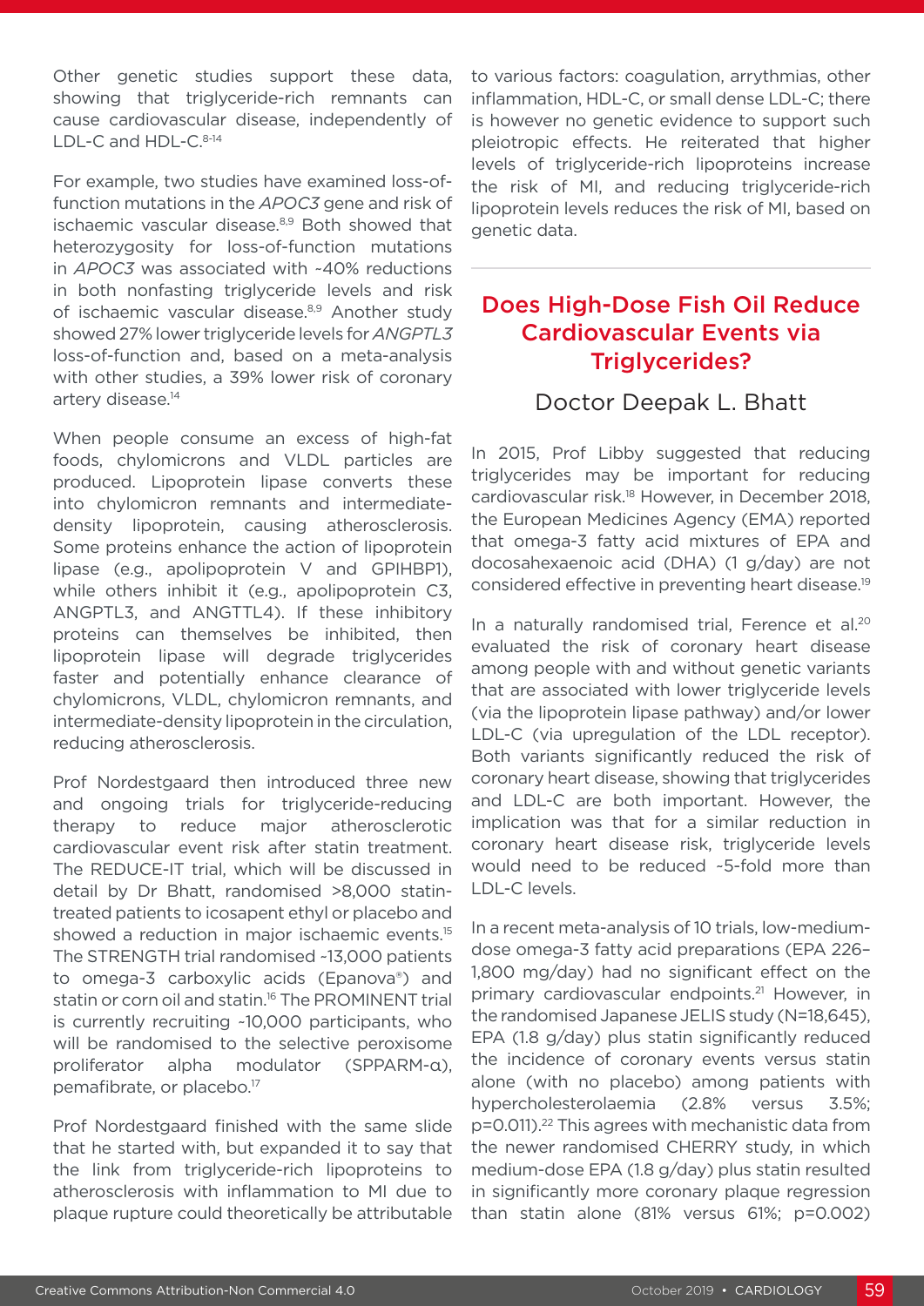Other genetic studies support these data, showing that triglyceride-rich remnants can cause cardiovascular disease, independently of LDL-C and HDL-C.[8-14]

For example, two studies have examined loss-of-function mutations in the *APOC3* gene and risk of ischaemic vascular disease.[8,9] Both showed that heterozygosity for loss-of-function mutations in *APOC3* was associated with ~40% reductions in both nonfasting triglyceride levels and risk of ischaemic vascular disease.[8,9] Another study showed 27% lower triglyceride levels for *ANGPTL3* loss-of-function and, based on a meta-analysis with other studies, a 39% lower risk of coronary artery disease.[14]

When people consume an excess of high-fat foods, chylomicrons and VLDL particles are produced. Lipoprotein lipase converts these into chylomicron remnants and intermediate-density lipoprotein, causing atherosclerosis. Some proteins enhance the action of lipoprotein lipase (e.g., apolipoprotein V and GPIHBP1), while others inhibit it (e.g., apolipoprotein C3, ANGPTL3, and ANGTTL4). If these inhibitory proteins can themselves be inhibited, then lipoprotein lipase will degrade triglycerides faster and potentially enhance clearance of chylomicrons, VLDL, chylomicron remnants, and intermediate-density lipoprotein in the circulation, reducing atherosclerosis.

Prof Nordestgaard then introduced three new and ongoing trials for triglyceride-reducing therapy to reduce major atherosclerotic cardiovascular event risk after statin treatment. The REDUCE-IT trial, which will be discussed in detail by Dr Bhatt, randomised >8,000 statin-treated patients to icosapent ethyl or placebo and showed a reduction in major ischaemic events.[15] The STRENGTH trial randomised ~13,000 patients to omega-3 carboxylic acids (Epanova®) and statin or corn oil and statin.[16] The PROMINENT trial is currently recruiting ~10,000 participants, who will be randomised to the selective peroxisome proliferator alpha modulator (SPPARM-α), pemafibrate, or placebo.[17]

Prof Nordestgaard finished with the same slide that he started with, but expanded it to say that the link from triglyceride-rich lipoproteins to atherosclerosis with inflammation to MI due to plaque rupture could theoretically be attributable to various factors: coagulation, arrythmias, other inflammation, HDL-C, or small dense LDL-C; there is however no genetic evidence to support such pleiotropic effects. He reiterated that higher levels of triglyceride-rich lipoproteins increase the risk of MI, and reducing triglyceride-rich lipoprotein levels reduces the risk of MI, based on genetic data.

## Does High-Dose Fish Oil Reduce Cardiovascular Events via Triglycerides?

### Doctor Deepak L. Bhatt

In 2015, Prof Libby suggested that reducing triglycerides may be important for reducing cardiovascular risk.[18] However, in December 2018, the European Medicines Agency (EMA) reported that omega-3 fatty acid mixtures of EPA and docosahexaenoic acid (DHA) (1 g/day) are not considered effective in preventing heart disease.[19]

In a naturally randomised trial, Ference et al.[20] evaluated the risk of coronary heart disease among people with and without genetic variants that are associated with lower triglyceride levels (via the lipoprotein lipase pathway) and/or lower LDL-C (via upregulation of the LDL receptor). Both variants significantly reduced the risk of coronary heart disease, showing that triglycerides and LDL-C are both important. However, the implication was that for a similar reduction in coronary heart disease risk, triglyceride levels would need to be reduced ~5-fold more than LDL-C levels.

In a recent meta-analysis of 10 trials, low-medium-dose omega-3 fatty acid preparations (EPA 226–1,800 mg/day) had no significant effect on the primary cardiovascular endpoints.[21] However, in the randomised Japanese JELIS study (N=18,645), EPA (1.8 g/day) plus statin significantly reduced the incidence of coronary events versus statin alone (with no placebo) among patients with hypercholesterolaemia (2.8% versus 3.5%; p=0.011).[22] This agrees with mechanistic data from the newer randomised CHERRY study, in which medium-dose EPA (1.8 g/day) plus statin resulted in significantly more coronary plaque regression than statin alone (81% versus 61%; p=0.002)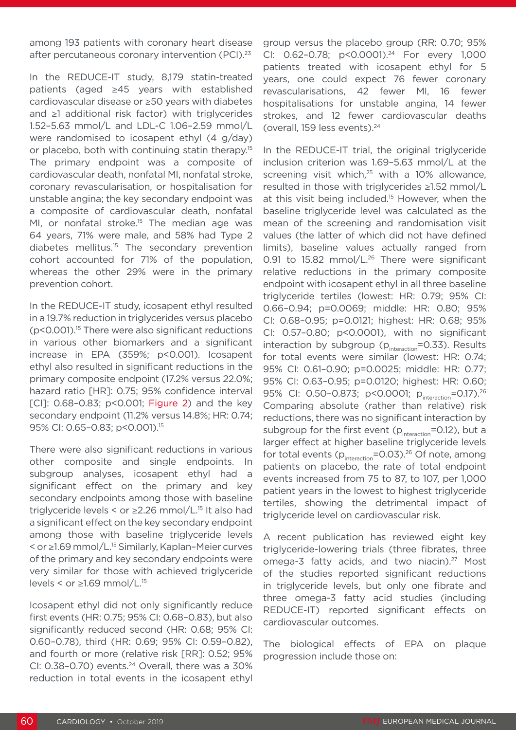among 193 patients with coronary heart disease after percutaneous coronary intervention (PCI).[23]

In the REDUCE-IT study, 8,179 statin-treated patients (aged ≥45 years with established cardiovascular disease or ≥50 years with diabetes and ≥1 additional risk factor) with triglycerides 1.52–5.63 mmol/L and LDL-C 1.06–2.59 mmol/L were randomised to icosapent ethyl (4 g/day) or placebo, both with continuing statin therapy.[15] The primary endpoint was a composite of cardiovascular death, nonfatal MI, nonfatal stroke, coronary revascularisation, or hospitalisation for unstable angina; the key secondary endpoint was a composite of cardiovascular death, nonfatal MI, or nonfatal stroke.[15] The median age was 64 years, 71% were male, and 58% had Type 2 diabetes mellitus.[15] The secondary prevention cohort accounted for 71% of the population, whereas the other 29% were in the primary prevention cohort.

In the REDUCE-IT study, icosapent ethyl resulted in a 19.7% reduction in triglycerides versus placebo ($p<0.001$).[15] There were also significant reductions in various other biomarkers and a significant increase in EPA (359%; $p<0.001$). Icosapent ethyl also resulted in significant reductions in the primary composite endpoint (17.2% versus 22.0%; hazard ratio [HR]: 0.75; 95% confidence interval [CI]: 0.68–0.83; $p<0.001$; Figure 2) and the key secondary endpoint (11.2% versus 14.8%; HR: 0.74; 95% CI: 0.65–0.83; $p<0.001$).[15]

There were also significant reductions in various other composite and single endpoints. In subgroup analyses, icosapent ethyl had a significant effect on the primary and key secondary endpoints among those with baseline triglyceride levels < or ≥2.26 mmol/L.[15] It also had a significant effect on the key secondary endpoint among those with baseline triglyceride levels < or ≥1.69 mmol/L.[15] Similarly, Kaplan–Meier curves of the primary and key secondary endpoints were very similar for those with achieved triglyceride levels < or ≥1.69 mmol/L.[15]

Icosapent ethyl did not only significantly reduce first events (HR: 0.75; 95% CI: 0.68–0.83), but also significantly reduced second (HR: 0.68; 95% CI: 0.60–0.78), third (HR: 0.69; 95% CI: 0.59–0.82), and fourth or more (relative risk [RR]: 0.52; 95% CI: 0.38–0.70) events.[24] Overall, there was a 30% reduction in total events in the icosapent ethyl group versus the placebo group (RR: 0.70; 95% CI: 0.62–0.78; $p<0.0001$).[24] For every 1,000 patients treated with icosapent ethyl for 5 years, one could expect 76 fewer coronary revascularisations, 42 fewer MI, 16 fewer hospitalisations for unstable angina, 14 fewer strokes, and 12 fewer cardiovascular deaths (overall, 159 less events).[24]

In the REDUCE-IT trial, the original triglyceride inclusion criterion was 1.69–5.63 mmol/L at the screening visit which,[25] with a 10% allowance, resulted in those with triglycerides ≥1.52 mmol/L at this visit being included.[15] However, when the baseline triglyceride level was calculated as the mean of the screening and randomisation visit values (the latter of which did not have defined limits), baseline values actually ranged from 0.91 to 15.82 mmol/L.[26] There were significant relative reductions in the primary composite endpoint with icosapent ethyl in all three baseline triglyceride tertiles (lowest: HR: 0.79; 95% CI: 0.66–0.94; $p=0.0069$; middle: HR: 0.80; 95% CI: 0.68–0.95; $p=0.0121$; highest: HR: 0.68; 95% CI: 0.57–0.80; $p<0.0001$), with no significant interaction by subgroup ($p_{interaction}=0.33$). Results for total events were similar (lowest: HR: 0.74; 95% CI: 0.61–0.90; $p=0.0025$; middle: HR: 0.77; 95% CI: 0.63–0.95; $p=0.0120$; highest: HR: 0.60; 95% CI: 0.50–0.873; $p<0.0001$; $p_{interaction}=0.17$).[26] Comparing absolute (rather than relative) risk reductions, there was no significant interaction by subgroup for the first event ($p_{interaction}=0.12$), but a larger effect at higher baseline triglyceride levels for total events ($p_{interaction}=0.03$).[26] Of note, among patients on placebo, the rate of total endpoint events increased from 75 to 87, to 107, per 1,000 patient years in the lowest to highest triglyceride tertiles, showing the detrimental impact of triglyceride level on cardiovascular risk.

A recent publication has reviewed eight key triglyceride-lowering trials (three fibrates, three omega-3 fatty acids, and two niacin).[27] Most of the studies reported significant reductions in triglyceride levels, but only one fibrate and three omega-3 fatty acid studies (including REDUCE-IT) reported significant effects on cardiovascular outcomes.

The biological effects of EPA on plaque progression include those on: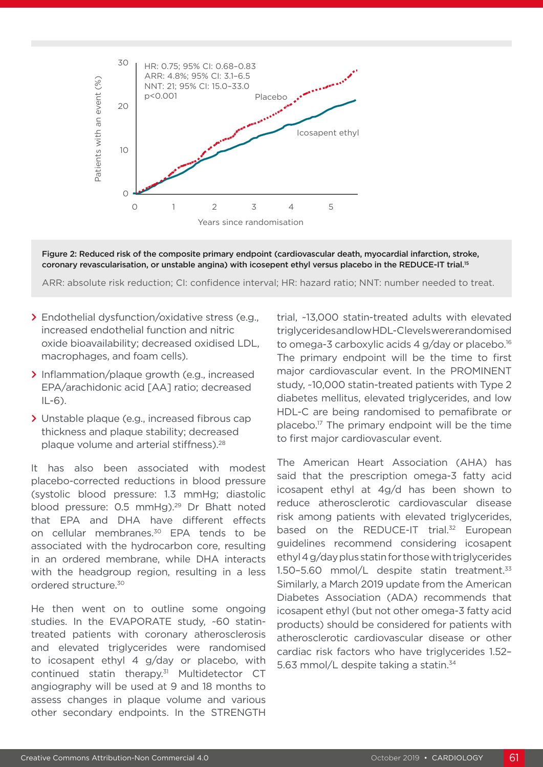Figure 2: Reduced risk of the composite primary endpoint (cardiovascular death, myocardial infarction, stroke, coronary revascularisation, or unstable angina) with icosepent ethyl versus placebo in the REDUCE-IT trial.[15]

ARR: absolute risk reduction; CI: confidence interval; HR: hazard ratio; NNT: number needed to treat.

- Endothelial dysfunction/oxidative stress (e.g., increased endothelial function and nitric oxide bioavailability; decreased oxidised LDL, macrophages, and foam cells).
- Inflammation/plaque growth (e.g., increased EPA/arachidonic acid [AA] ratio; decreased IL-6).
- Unstable plaque (e.g., increased fibrous cap thickness and plaque stability; decreased plaque volume and arterial stiffness).[28]

It has also been associated with modest placebo-corrected reductions in blood pressure (systolic blood pressure: 1.3 mmHg; diastolic blood pressure: 0.5 mmHg).[29] Dr Bhatt noted that EPA and DHA have different effects on cellular membranes.[30] EPA tends to be associated with the hydrocarbon core, resulting in an ordered membrane, while DHA interacts with the headgroup region, resulting in a less ordered structure.[30]

He then went on to outline some ongoing studies. In the EVAPORATE study, ~60 statin-treated patients with coronary atherosclerosis and elevated triglycerides were randomised to icosapent ethyl 4 g/day or placebo, with continued statin therapy.[31] Multidetector CT angiography will be used at 9 and 18 months to assess changes in plaque volume and various other secondary endpoints. In the STRENGTH trial, ~13,000 statin-treated adults with elevated triglycerides and low HDL-C levels were randomised to omega-3 carboxylic acids 4 g/day or placebo.[16] The primary endpoint will be the time to first major cardiovascular event. In the PROMINENT study, ~10,000 statin-treated patients with Type 2 diabetes mellitus, elevated triglycerides, and low HDL-C are being randomised to pemafibrate or placebo.[17] The primary endpoint will be the time to first major cardiovascular event.

The American Heart Association (AHA) has said that the prescription omega-3 fatty acid icosapent ethyl at 4g/d has been shown to reduce atherosclerotic cardiovascular disease risk among patients with elevated triglycerides, based on the REDUCE-IT trial.[32] European guidelines recommend considering icosapent ethyl 4 g/day plus statin for those with triglycerides 1.50–5.60 mmol/L despite statin treatment.[33] Similarly, a March 2019 update from the American Diabetes Association (ADA) recommends that icosapent ethyl (but not other omega-3 fatty acid products) should be considered for patients with atherosclerotic cardiovascular disease or other cardiac risk factors who have triglycerides 1.52–5.63 mmol/L despite taking a statin.[34]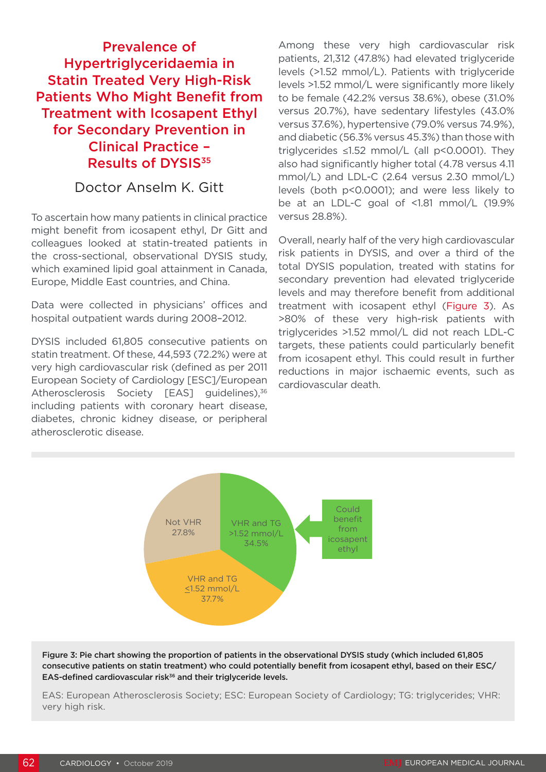## Prevalence of Hypertriglyceridaemia in Statin Treated Very High-Risk Patients Who Might Benefit from Treatment with Icosapent Ethyl for Secondary Prevention in Clinical Practice – Results of DYSIS[35]

### Doctor Anselm K. Gitt

To ascertain how many patients in clinical practice might benefit from icosapent ethyl, Dr Gitt and colleagues looked at statin-treated patients in the cross-sectional, observational DYSIS study, which examined lipid goal attainment in Canada, Europe, Middle East countries, and China.

Data were collected in physicians' offices and hospital outpatient wards during 2008–2012.

DYSIS included 61,805 consecutive patients on statin treatment. Of these, 44,593 (72.2%) were at very high cardiovascular risk (defined as per 2011 European Society of Cardiology [ESC]/European Atherosclerosis Society [EAS] guidelines),[36] including patients with coronary heart disease, diabetes, chronic kidney disease, or peripheral atherosclerotic disease.

Among these very high cardiovascular risk patients, 21,312 (47.8%) had elevated triglyceride levels (>1.52 mmol/L). Patients with triglyceride levels >1.52 mmol/L were significantly more likely to be female (42.2% versus 38.6%), obese (31.0% versus 20.7%), have sedentary lifestyles (43.0% versus 37.6%), hypertensive (79.0% versus 74.9%), and diabetic (56.3% versus 45.3%) than those with triglycerides ≤1.52 mmol/L (all $p<0.0001$). They also had significantly higher total (4.78 versus 4.11 mmol/L) and LDL-C (2.64 versus 2.30 mmol/L) levels (both $p<0.0001$); and were less likely to be at an LDL-C goal of <1.81 mmol/L (19.9% versus 28.8%).

Overall, nearly half of the very high cardiovascular risk patients in DYSIS, and over a third of the total DYSIS population, treated with statins for secondary prevention had elevated triglyceride levels and may therefore benefit from additional treatment with icosapent ethyl (Figure 3). As >80% of these very high-risk patients with triglycerides >1.52 mmol/L did not reach LDL-C targets, these patients could particularly benefit from icosapent ethyl. This could result in further reductions in major ischaemic events, such as cardiovascular death.

Not VHR 27.8%

VHR and TG >1.52 mmol/L 34.5%

VHR and TG ≤1.52 mmol/L 37.7%

Could benefit from icosapent ethyl

**Figure 3: Pie chart showing the proportion of patients in the observational DYSIS study (which included 61,805 consecutive patients on statin treatment) who could potentially benefit from icosapent ethyl, based on their ESC/EAS-defined cardiovascular risk[36] and their triglyceride levels.**

EAS: European Atherosclerosis Society; ESC: European Society of Cardiology; TG: triglycerides; VHR: very high risk.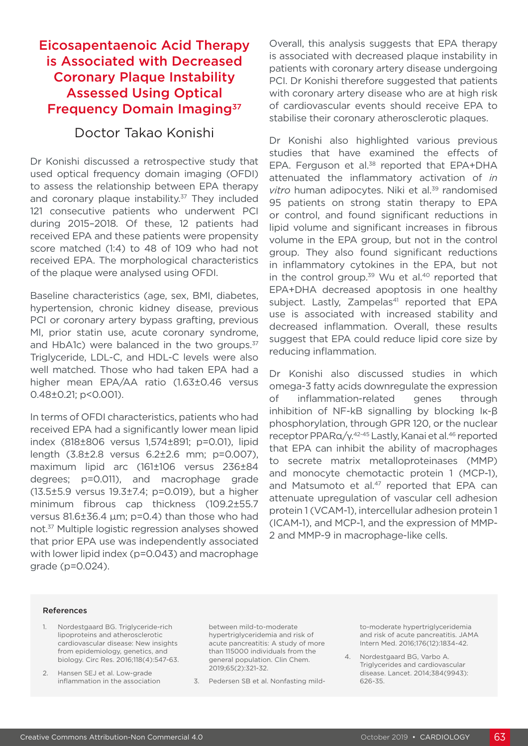## Eicosapentaenoic Acid Therapy is Associated with Decreased Coronary Plaque Instability Assessed Using Optical Frequency Domain Imaging[37]

### Doctor Takao Konishi

Dr Konishi discussed a retrospective study that used optical frequency domain imaging (OFDI) to assess the relationship between EPA therapy and coronary plaque instability.[37] They included 121 consecutive patients who underwent PCI during 2015–2018. Of these, 12 patients had received EPA and these patients were propensity score matched (1:4) to 48 of 109 who had not received EPA. The morphological characteristics of the plaque were analysed using OFDI.

Baseline characteristics (age, sex, BMI, diabetes, hypertension, chronic kidney disease, previous PCI or coronary artery bypass grafting, previous MI, prior statin use, acute coronary syndrome, and HbA1c) were balanced in the two groups.[37] Triglyceride, LDL-C, and HDL-C levels were also well matched. Those who had taken EPA had a higher mean EPA/AA ratio (1.63±0.46 versus 0.48±0.21; $p<0.001$).

In terms of OFDI characteristics, patients who had received EPA had a significantly lower mean lipid index (818±806 versus 1,574±891; $p=0.01$), lipid length (3.8±2.8 versus 6.2±2.6 mm; $p=0.007$), maximum lipid arc (161±106 versus 236±84 degrees; $p=0.011$), and macrophage grade (13.5±5.9 versus 19.3±7.4; $p=0.019$), but a higher minimum fibrous cap thickness (109.2±55.7 versus 81.6±36.4 µm; $p=0.4$) than those who had not.[37] Multiple logistic regression analyses showed that prior EPA use was independently associated with lower lipid index ($p=0.043$) and macrophage grade ($p=0.024$).

Overall, this analysis suggests that EPA therapy is associated with decreased plaque instability in patients with coronary artery disease undergoing PCI. Dr Konishi therefore suggested that patients with coronary artery disease who are at high risk of cardiovascular events should receive EPA to stabilise their coronary atherosclerotic plaques.

Dr Konishi also highlighted various previous studies that have examined the effects of EPA. Ferguson et al.[38] reported that EPA+DHA attenuated the inflammatory activation of *in vitro* human adipocytes. Niki et al.[39] randomised 95 patients on strong statin therapy to EPA or control, and found significant reductions in lipid volume and significant increases in fibrous volume in the EPA group, but not in the control group. They also found significant reductions in inflammatory cytokines in the EPA, but not in the control group.[39] Wu et al.[40] reported that EPA+DHA decreased apoptosis in one healthy subject. Lastly, Zampelas[41] reported that EPA use is associated with increased stability and decreased inflammation. Overall, these results suggest that EPA could reduce lipid core size by reducing inflammation.

Dr Konishi also discussed studies in which omega-3 fatty acids downregulate the expression of inflammation-related genes through inhibition of NF-kB signalling by blocking Iκ-β phosphorylation, through GPR 120, or the nuclear receptor PPARα/γ.[42-45] Lastly, Kanai et al.[46] reported that EPA can inhibit the ability of macrophages to secrete matrix metalloproteinases (MMP) and monocyte chemotactic protein 1 (MCP-1), and Matsumoto et al.[47] reported that EPA can attenuate upregulation of vascular cell adhesion protein 1 (VCAM-1), intercellular adhesion protein 1 (ICAM-1), and MCP-1, and the expression of MMP-2 and MMP-9 in macrophage-like cells.

#### References

1. Nordestgaard BG. Triglyceride-rich lipoproteins and atherosclerotic cardiovascular disease: New insights from epidemiology, genetics, and biology. Circ Res. 2016;118(4):547-63.
2. Hansen SEJ et al. Low-grade inflammation in the association between mild-to-moderate hypertriglyceridemia and risk of acute pancreatitis: A study of more than 115000 individuals from the general population. Clin Chem. 2019;65(2):321-32.
3. Pedersen SB et al. Nonfasting mild-to-moderate hypertriglyceridemia and risk of acute pancreatitis. JAMA Intern Med. 2016;176(12):1834-42.
4. Nordestgaard BG, Varbo A. Triglycerides and cardiovascular disease. Lancet. 2014;384(9943):626-35.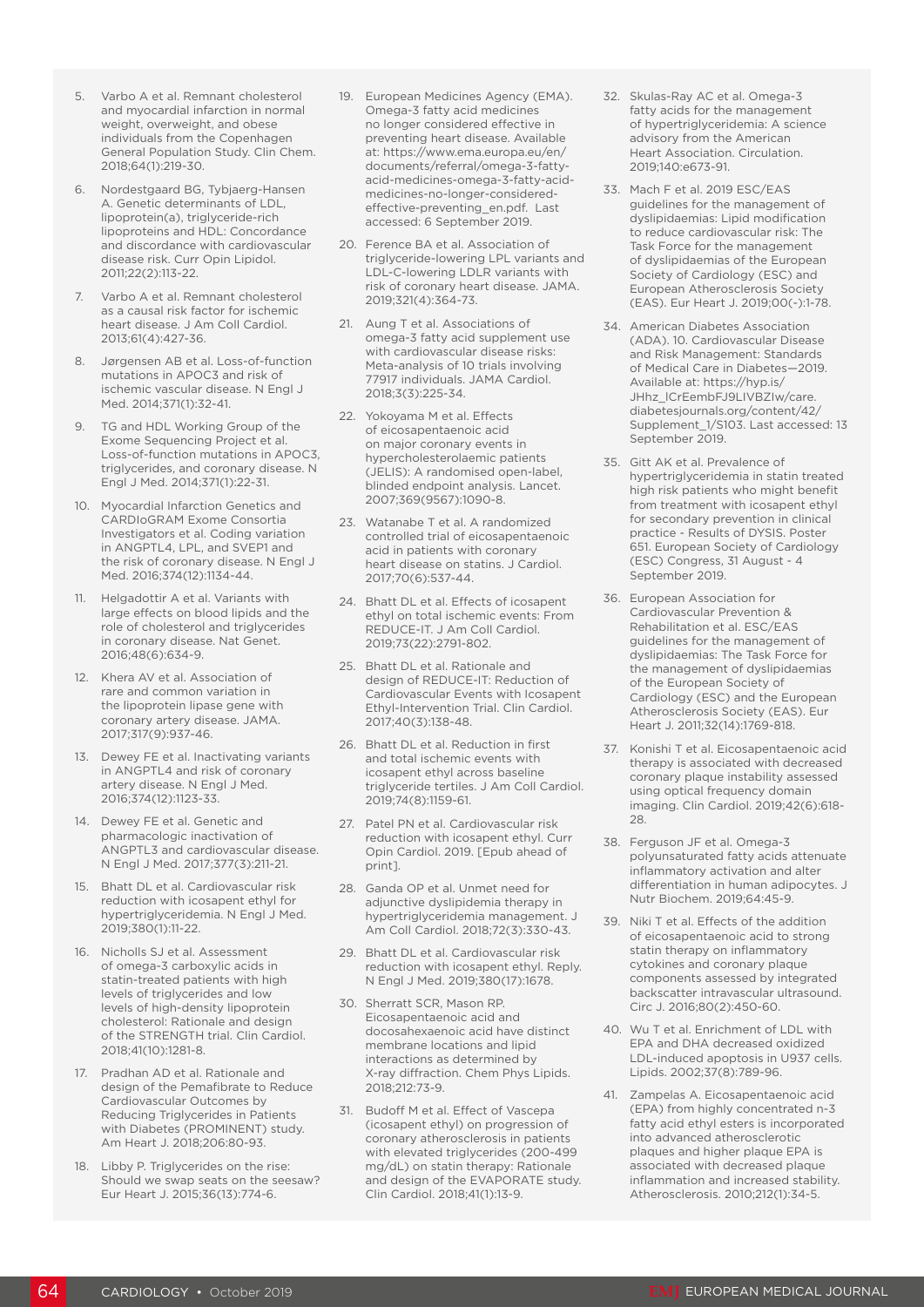5. Varbo A et al. Remnant cholesterol and myocardial infarction in normal weight, overweight, and obese individuals from the Copenhagen General Population Study. Clin Chem. 2018;64(1):219-30.
6. Nordestgaard BG, Tybjaerg-Hansen A. Genetic determinants of LDL, lipoprotein(a), triglyceride-rich lipoproteins and HDL: Concordance and discordance with cardiovascular disease risk. Curr Opin Lipidol. 2011;22(2):113-22.
7. Varbo A et al. Remnant cholesterol as a causal risk factor for ischemic heart disease. J Am Coll Cardiol. 2013;61(4):427-36.
8. Jørgensen AB et al. Loss-of-function mutations in APOC3 and risk of ischemic vascular disease. N Engl J Med. 2014;371(1):32-41.
9. TG and HDL Working Group of the Exome Sequencing Project et al. Loss-of-function mutations in APOC3, triglycerides, and coronary disease. N Engl J Med. 2014;371(1):22-31.
10. Myocardial Infarction Genetics and CARDIoGRAM Exome Consortia Investigators et al. Coding variation in ANGPTL4, LPL, and SVEP1 and the risk of coronary disease. N Engl J Med. 2016;374(12):1134-44.
11. Helgadottir A et al. Variants with large effects on blood lipids and the role of cholesterol and triglycerides in coronary disease. Nat Genet. 2016;48(6):634-9.
12. Khera AV et al. Association of rare and common variation in the lipoprotein lipase gene with coronary artery disease. JAMA. 2017;317(9):937-46.
13. Dewey FE et al. Inactivating variants in ANGPTL4 and risk of coronary artery disease. N Engl J Med. 2016;374(12):1123-33.
14. Dewey FE et al. Genetic and pharmacologic inactivation of ANGPTL3 and cardiovascular disease. N Engl J Med. 2017;377(3):211-21.
15. Bhatt DL et al. Cardiovascular risk reduction with icosapent ethyl for hypertriglyceridemia. N Engl J Med. 2019;380(1):11-22.
16. Nicholls SJ et al. Assessment of omega-3 carboxylic acids in statin-treated patients with high levels of triglycerides and low levels of high-density lipoprotein cholesterol: Rationale and design of the STRENGTH trial. Clin Cardiol. 2018;41(10):1281-8.
17. Pradhan AD et al. Rationale and design of the Pemafibrate to Reduce Cardiovascular Outcomes by Reducing Triglycerides in Patients with Diabetes (PROMINENT) study. Am Heart J. 2018;206:80-93.
18. Libby P. Triglycerides on the rise: Should we swap seats on the seesaw? Eur Heart J. 2015;36(13):774-6.
19. European Medicines Agency (EMA). Omega-3 fatty acid medicines no longer considered effective in preventing heart disease. Available at: https://www.ema.europa.eu/en/documents/referral/omega-3-fatty-acid-medicines-omega-3-fatty-acid-medicines-no-longer-considered-effective-preventing_en.pdf. Last accessed: 6 September 2019.
20. Ference BA et al. Association of triglyceride-lowering LPL variants and LDL-C-lowering LDLR variants with risk of coronary heart disease. JAMA. 2019;321(4):364-73.
21. Aung T et al. Associations of omega-3 fatty acid supplement use with cardiovascular disease risks: Meta-analysis of 10 trials involving 77917 individuals. JAMA Cardiol. 2018;3(3):225-34.
22. Yokoyama M et al. Effects of eicosapentaenoic acid on major coronary events in hypercholesterolaemic patients (JELIS): A randomised open-label, blinded endpoint analysis. Lancet. 2007;369(9567):1090-8.
23. Watanabe T et al. A randomized controlled trial of eicosapentaenoic acid in patients with coronary heart disease on statins. J Cardiol. 2017;70(6):537-44.
24. Bhatt DL et al. Effects of icosapent ethyl on total ischemic events: From REDUCE-IT. J Am Coll Cardiol. 2019;73(22):2791-802.
25. Bhatt DL et al. Rationale and design of REDUCE-IT: Reduction of Cardiovascular Events with Icosapent Ethyl-Intervention Trial. Clin Cardiol. 2017;40(3):138-48.
26. Bhatt DL et al. Reduction in first and total ischemic events with icosapent ethyl across baseline triglyceride tertiles. J Am Coll Cardiol. 2019;74(8):1159-61.
27. Patel PN et al. Cardiovascular risk reduction with icosapent ethyl. Curr Opin Cardiol. 2019. [Epub ahead of print].
28. Ganda OP et al. Unmet need for adjunctive dyslipidemia therapy in hypertriglyceridemia management. J Am Coll Cardiol. 2018;72(3):330-43.
29. Bhatt DL et al. Cardiovascular risk reduction with icosapent ethyl. Reply. N Engl J Med. 2019;380(17):1678.
30. Sherratt SCR, Mason RP. Eicosapentaenoic acid and docosahexaenoic acid have distinct membrane locations and lipid interactions as determined by X-ray diffraction. Chem Phys Lipids. 2018;212:73-9.
31. Budoff M et al. Effect of Vascepa (icosapent ethyl) on progression of coronary atherosclerosis in patients with elevated triglycerides (200-499 mg/dL) on statin therapy: Rationale and design of the EVAPORATE study. Clin Cardiol. 2018;41(1):13-9.
32. Skulas-Ray AC et al. Omega-3 fatty acids for the management of hypertriglyceridemia: A science advisory from the American Heart Association. Circulation. 2019;140:e673-91.
33. Mach F et al. 2019 ESC/EAS guidelines for the management of dyslipidaemias: Lipid modification to reduce cardiovascular risk: The Task Force for the management of dyslipidaemias of the European Society of Cardiology (ESC) and European Atherosclerosis Society (EAS). Eur Heart J. 2019;00(-):1-78.
34. American Diabetes Association (ADA). 10. Cardiovascular Disease and Risk Management: Standards of Medical Care in Diabetes—2019. Available at: https://hyp.is/JHhz_lCrEembFJ9LIVBZIw/care.diabetesjournals.org/content/42/Supplement_1/S103. Last accessed: 13 September 2019.
35. Gitt AK et al. Prevalence of hypertriglyceridemia in statin treated high risk patients who might benefit from treatment with icosapent ethyl for secondary prevention in clinical practice - Results of DYSIS. Poster 651. European Society of Cardiology (ESC) Congress, 31 August - 4 September 2019.
36. European Association for Cardiovascular Prevention & Rehabilitation et al. ESC/EAS guidelines for the management of dyslipidaemias: The Task Force for the management of dyslipidaemias of the European Society of Cardiology (ESC) and the European Atherosclerosis Society (EAS). Eur Heart J. 2011;32(14):1769-818.
37. Konishi T et al. Eicosapentaenoic acid therapy is associated with decreased coronary plaque instability assessed using optical frequency domain imaging. Clin Cardiol. 2019;42(6):618-28.
38. Ferguson JF et al. Omega-3 polyunsaturated fatty acids attenuate inflammatory activation and alter differentiation in human adipocytes. J Nutr Biochem. 2019;64:45-9.
39. Niki T et al. Effects of the addition of eicosapentaenoic acid to strong statin therapy on inflammatory cytokines and coronary plaque components assessed by integrated backscatter intravascular ultrasound. Circ J. 2016;80(2):450-60.
40. Wu T et al. Enrichment of LDL with EPA and DHA decreased oxidized LDL-induced apoptosis in U937 cells. Lipids. 2002;37(8):789-96.
41. Zampelas A. Eicosapentaenoic acid (EPA) from highly concentrated n-3 fatty acid ethyl esters is incorporated into advanced atherosclerotic plaques and higher plaque EPA is associated with decreased plaque inflammation and increased stability. Atherosclerosis. 2010;212(1):34-5.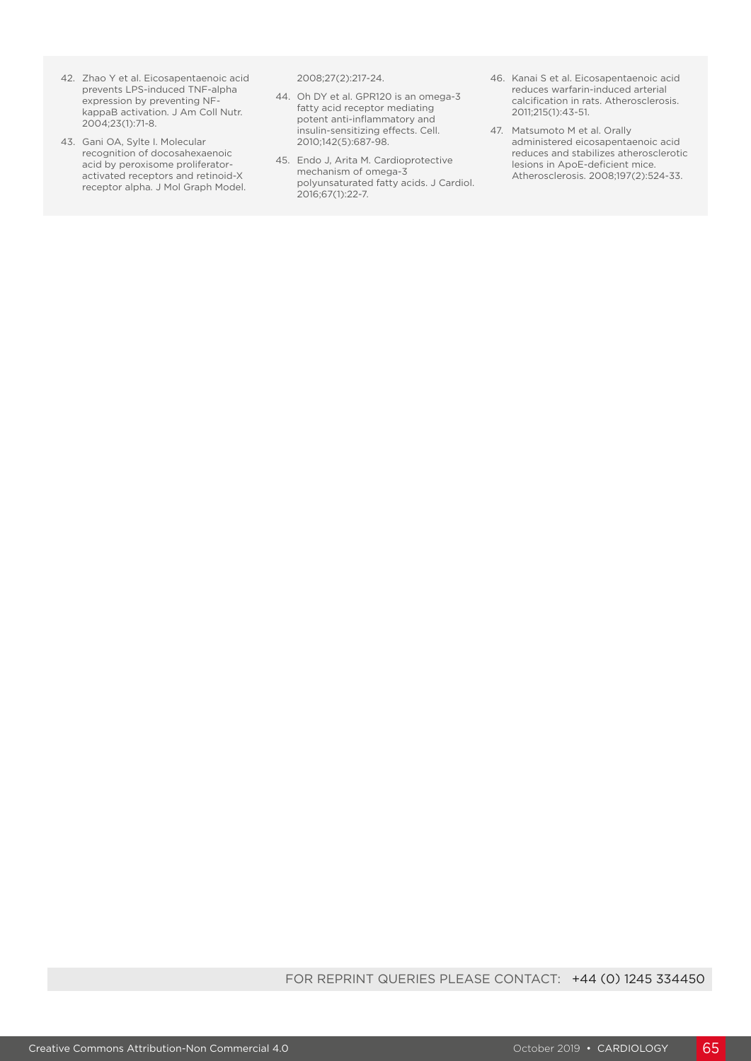42. Zhao Y et al. Eicosapentaenoic acid prevents LPS-induced TNF-alpha expression by preventing NF-kappaB activation. J Am Coll Nutr. 2004;23(1):71-8.
43. Gani OA, Sylte I. Molecular recognition of docosahexaenoic acid by peroxisome proliferator-activated receptors and retinoid-X receptor alpha. J Mol Graph Model. 2008;27(2):217-24.
44. Oh DY et al. GPR120 is an omega-3 fatty acid receptor mediating potent anti-inflammatory and insulin-sensitizing effects. Cell. 2010;142(5):687-98.
45. Endo J, Arita M. Cardioprotective mechanism of omega-3 polyunsaturated fatty acids. J Cardiol. 2016;67(1):22-7.
46. Kanai S et al. Eicosapentaenoic acid reduces warfarin-induced arterial calcification in rats. Atherosclerosis. 2011;215(1):43-51.
47. Matsumoto M et al. Orally administered eicosapentaenoic acid reduces and stabilizes atherosclerotic lesions in ApoE-deficient mice. Atherosclerosis. 2008;197(2):524-33.

FOR REPRINT QUERIES PLEASE CONTACT: +44 (0) 1245 334450